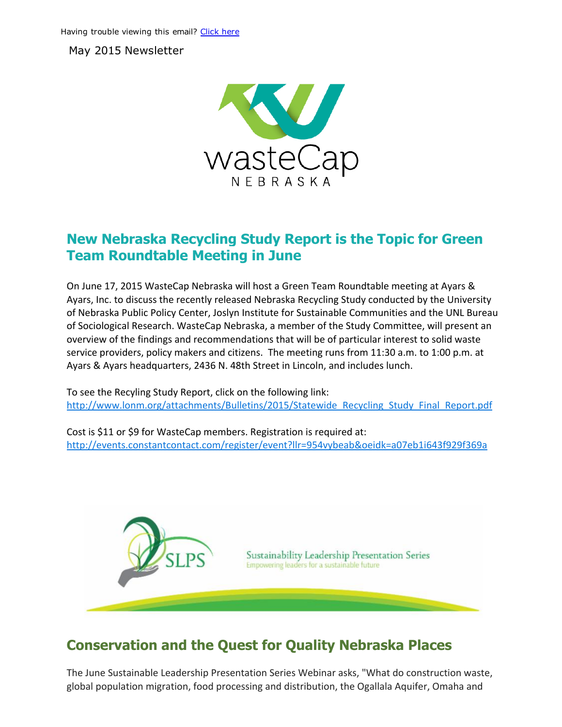Having trouble viewing this email? Click here

May 2015 Newsletter

## New Nebraska Recycling Study Report is the Topic for Green Team Roundtable Meeting in June

On June 17, 2015 WasteCap Nebraska will host a Green Team Roundtable meeting at Ayars & Ayars, Inc. to discuss the recently released Nebraska Recycling Study conducted by the University of Nebraska Public Policy Center, Joslyn Institute for Sustainable Communities and the UNL Bureau of Sociological Research. WasteCap Nebraska, a member of the Study Committee, will present an overview of the findings and recommendations that will be of particular interest to solid waste service providers, policy makers and citizens. The meeting runs from 11:30 a.m. to 1:00 p.m. at Ayars & Ayars headquarters, 2436 N. 48th Street in Lincoln, and includes lunch.

To see the Recyling Study Report, click on the following link:
http://www.lonm.org/attachments/Bulletins/2015/Statewide_Recycling_Study_Final_Report.pdf

Cost is $11 or $9 for WasteCap members. Registration is required at:
http://events.constantcontact.com/register/event?llr=954vybeab&oeidk=a07eb1i643f929f369a

## Conservation and the Quest for Quality Nebraska Places

The June Sustainable Leadership Presentation Series Webinar asks, "What do construction waste, global population migration, food processing and distribution, the Ogallala Aquifer, Omaha and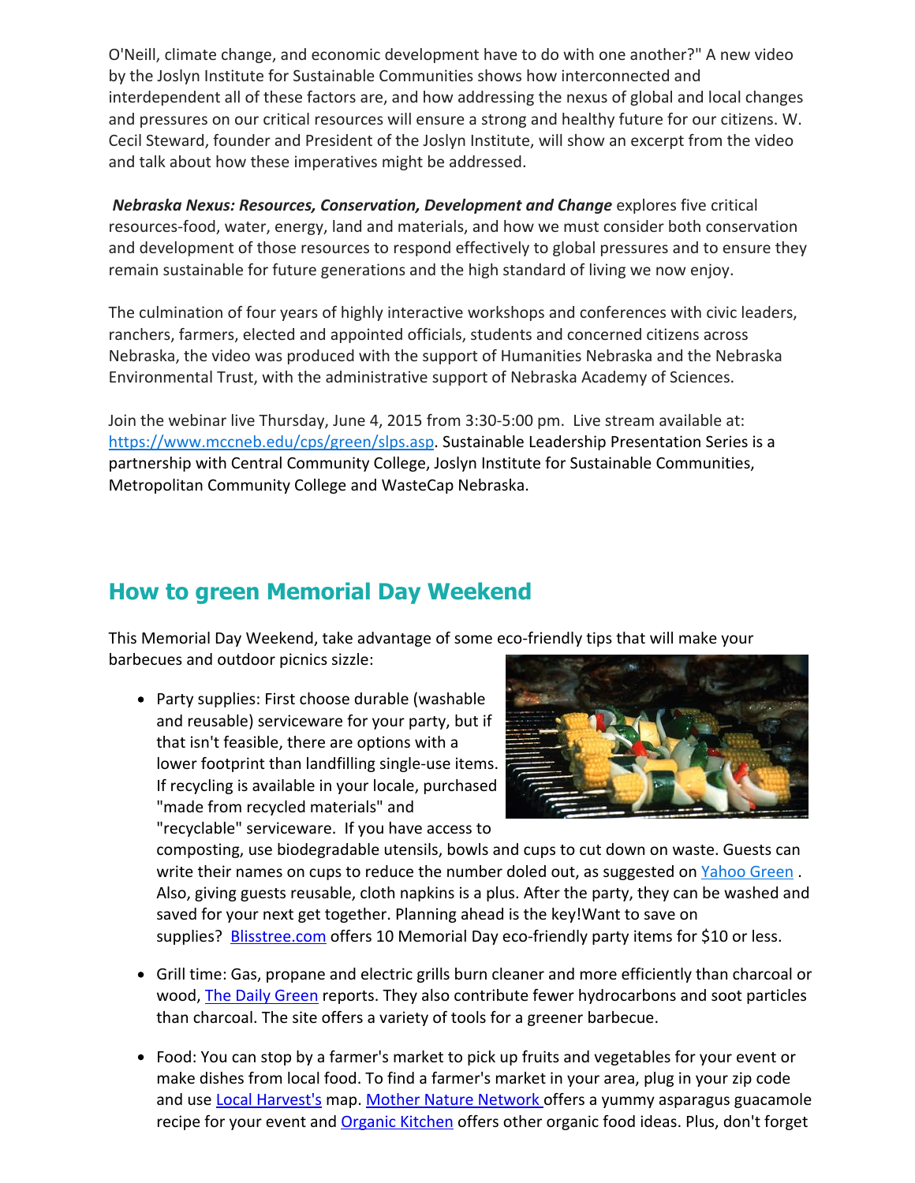O'Neill, climate change, and economic development have to do with one another?" A new video by the Joslyn Institute for Sustainable Communities shows how interconnected and interdependent all of these factors are, and how addressing the nexus of global and local changes and pressures on our critical resources will ensure a strong and healthy future for our citizens. W. Cecil Steward, founder and President of the Joslyn Institute, will show an excerpt from the video and talk about how these imperatives might be addressed.

***Nebraska Nexus: Resources, Conservation, Development and Change*** explores five critical resources-food, water, energy, land and materials, and how we must consider both conservation and development of those resources to respond effectively to global pressures and to ensure they remain sustainable for future generations and the high standard of living we now enjoy.

The culmination of four years of highly interactive workshops and conferences with civic leaders, ranchers, farmers, elected and appointed officials, students and concerned citizens across Nebraska, the video was produced with the support of Humanities Nebraska and the Nebraska Environmental Trust, with the administrative support of Nebraska Academy of Sciences.

Join the webinar live Thursday, June 4, 2015 from 3:30-5:00 pm. Live stream available at: [https://www.mccneb.edu/cps/green/slps.asp](https://www.mccneb.edu/cps/green/slps.asp). Sustainable Leadership Presentation Series is a partnership with Central Community College, Joslyn Institute for Sustainable Communities, Metropolitan Community College and WasteCap Nebraska.

## How to green Memorial Day Weekend

This Memorial Day Weekend, take advantage of some eco-friendly tips that will make your barbecues and outdoor picnics sizzle:

- Party supplies: First choose durable (washable and reusable) serviceware for your party, but if that isn't feasible, there are options with a lower footprint than landfilling single-use items. If recycling is available in your locale, purchased "made from recycled materials" and "recyclable" serviceware. If you have access to composting, use biodegradable utensils, bowls and cups to cut down on waste. Guests can write their names on cups to reduce the number doled out, as suggested on Yahoo Green . Also, giving guests reusable, cloth napkins is a plus. After the party, they can be washed and saved for your next get together. Planning ahead is the key!Want to save on supplies? Blisstree.com offers 10 Memorial Day eco-friendly party items for $10 or less.
- Grill time: Gas, propane and electric grills burn cleaner and more efficiently than charcoal or wood, The Daily Green reports. They also contribute fewer hydrocarbons and soot particles than charcoal. The site offers a variety of tools for a greener barbecue.
- Food: You can stop by a farmer's market to pick up fruits and vegetables for your event or make dishes from local food. To find a farmer's market in your area, plug in your zip code and use Local Harvest's map. Mother Nature Network offers a yummy asparagus guacamole recipe for your event and Organic Kitchen offers other organic food ideas. Plus, don't forget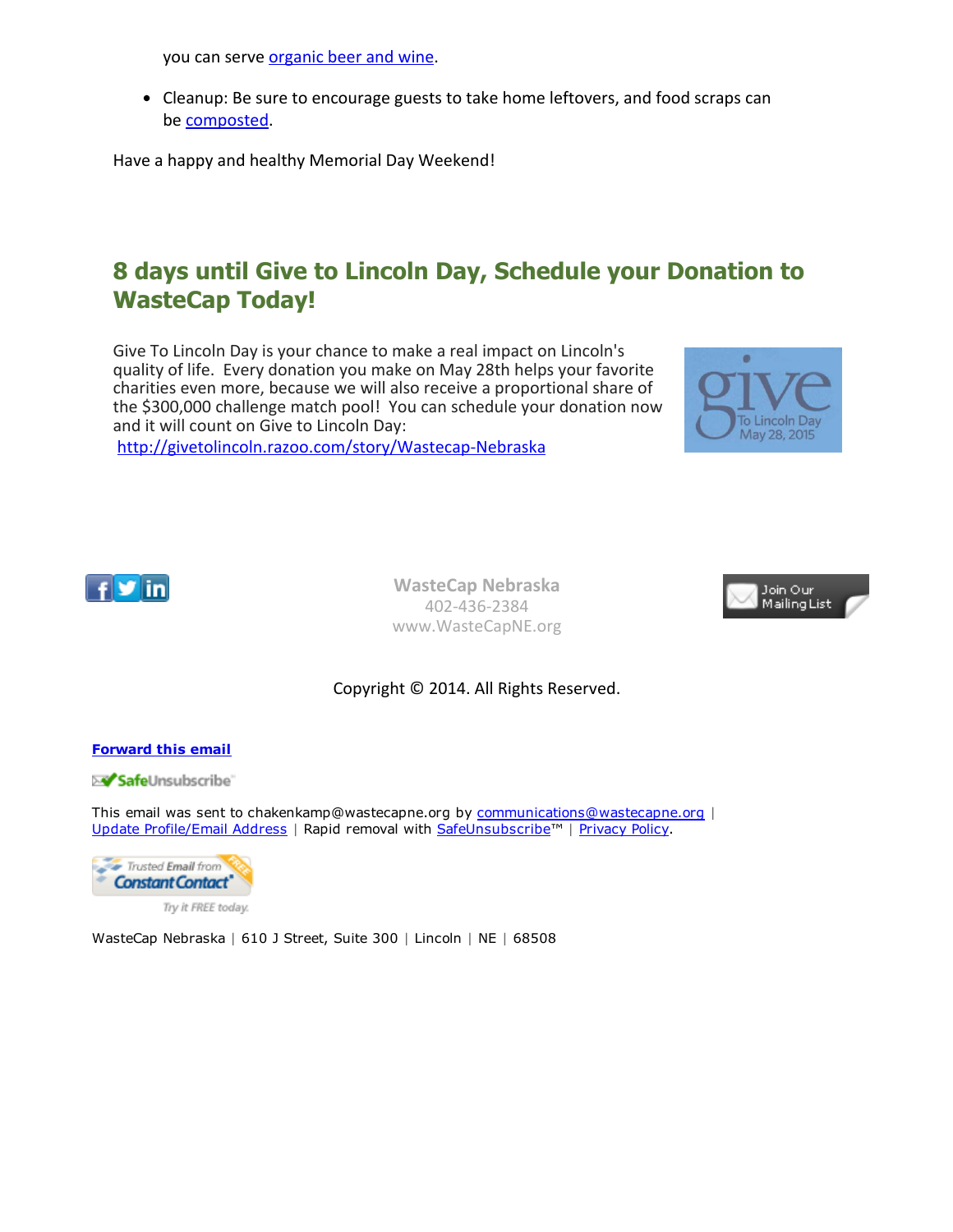you can serve organic beer and wine.

- Cleanup: Be sure to encourage guests to take home leftovers, and food scraps can be composted.

Have a happy and healthy Memorial Day Weekend!

## 8 days until Give to Lincoln Day, Schedule your Donation to WasteCap Today!

Give To Lincoln Day is your chance to make a real impact on Lincoln's quality of life. Every donation you make on May 28th helps your favorite charities even more, because we will also receive a proportional share of the $300,000 challenge match pool! You can schedule your donation now and it will count on Give to Lincoln Day: http://givetolincoln.razoo.com/story/Wastecap-Nebraska

**WasteCap Nebraska**
402-436-2384
www.WasteCapNE.org

Copyright © 2014. All Rights Reserved.

**Forward this email**

This email was sent to chakenkamp@wastecapne.org by communications@wastecapne.org | Update Profile/Email Address | Rapid removal with SafeUnsubscribe™ | Privacy Policy.

WasteCap Nebraska | 610 J Street, Suite 300 | Lincoln | NE | 68508